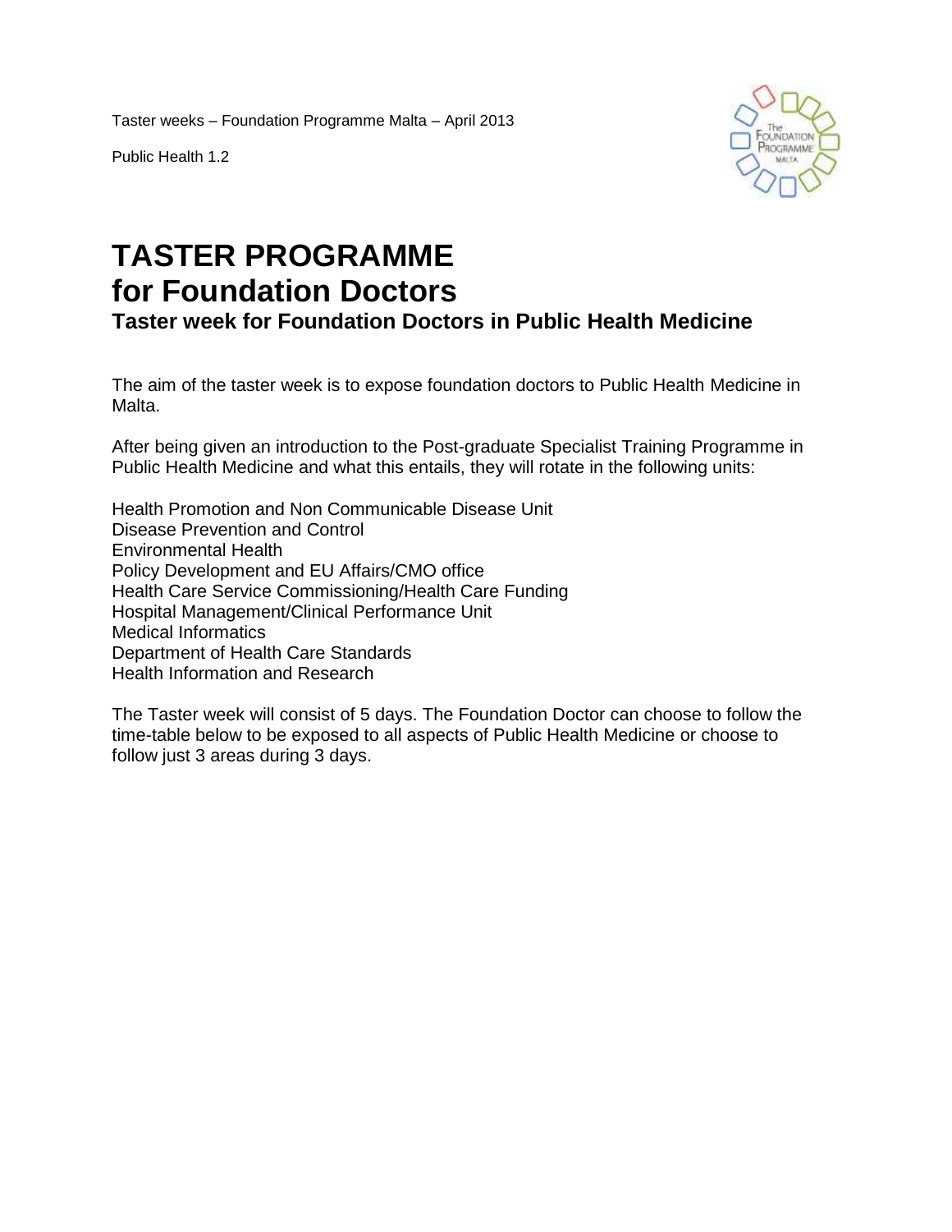Taster weeks – Foundation Programme Malta – April 2013

Public Health 1.2

# TASTER PROGRAMME
# for Foundation Doctors
### Taster week for Foundation Doctors in Public Health Medicine

The aim of the taster week is to expose foundation doctors to Public Health Medicine in Malta.

After being given an introduction to the Post-graduate Specialist Training Programme in Public Health Medicine and what this entails, they will rotate in the following units:

Health Promotion and Non Communicable Disease Unit
Disease Prevention and Control
Environmental Health
Policy Development and EU Affairs/CMO office
Health Care Service Commissioning/Health Care Funding
Hospital Management/Clinical Performance Unit
Medical Informatics
Department of Health Care Standards
Health Information and Research

The Taster week will consist of 5 days. The Foundation Doctor can choose to follow the time-table below to be exposed to all aspects of Public Health Medicine or choose to follow just 3 areas during 3 days.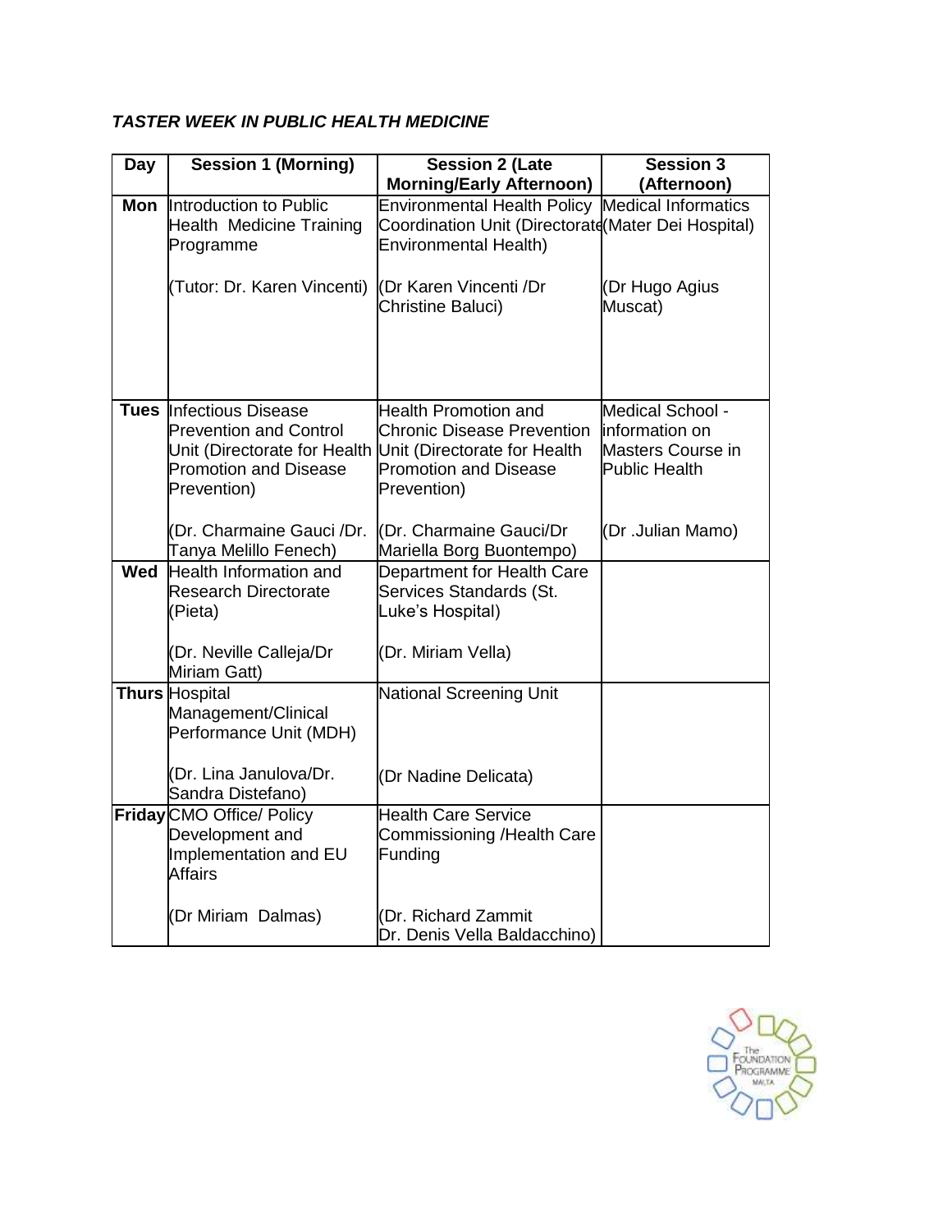***TASTER WEEK IN PUBLIC HEALTH MEDICINE***

| Day | Session 1 (Morning) | Session 2 (Late Morning/Early Afternoon) | Session 3 (Afternoon) |
|---|---|---|---|
| **Mon** | Introduction to Public Health Medicine Training Programme<br><br>(Tutor: Dr. Karen Vincenti) | Environmental Health Policy Coordination Unit (Directorate Environmental Health)<br><br>(Dr Karen Vincenti /Dr Christine Baluci) | Medical Informatics (Mater Dei Hospital)<br><br>(Dr Hugo Agius Muscat) |
| **Tues** | Infectious Disease Prevention and Control Unit (Directorate for Health Promotion and Disease Prevention)<br><br>(Dr. Charmaine Gauci /Dr. Tanya Melillo Fenech) | Health Promotion and Chronic Disease Prevention Unit (Directorate for Health Promotion and Disease Prevention)<br><br>(Dr. Charmaine Gauci/Dr Mariella Borg Buontempo) | Medical School - information on Masters Course in Public Health<br><br>(Dr .Julian Mamo) |
| **Wed** | Health Information and Research Directorate (Pieta)<br><br>(Dr. Neville Calleja/Dr Miriam Gatt) | Department for Health Care Services Standards (St. Luke's Hospital)<br><br>(Dr. Miriam Vella) | |
| **Thurs** | Hospital Management/Clinical Performance Unit (MDH)<br><br>(Dr. Lina Janulova/Dr. Sandra Distefano) | National Screening Unit<br><br>(Dr Nadine Delicata) | |
| **Friday** | CMO Office/ Policy Development and Implementation and EU Affairs<br><br>(Dr Miriam Dalmas) | Health Care Service Commissioning /Health Care Funding<br><br>(Dr. Richard Zammit Dr. Denis Vella Baldacchino) | |